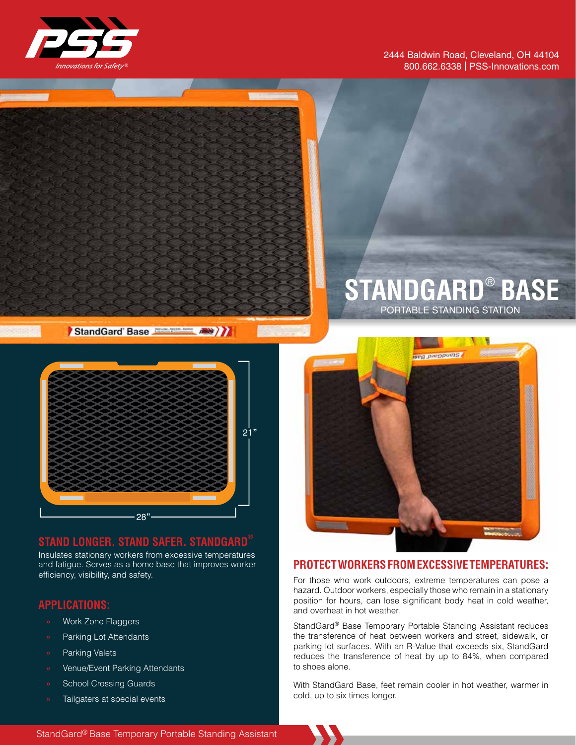2444 Baldwin Road, Cleveland, OH 44104
800.662.6338 | PSS-Innovations.com

# STANDGARD® BASE

PORTABLE STANDING STATION

21"

28"

## STAND LONGER. STAND SAFER. STANDGARD®

Insulates stationary workers from excessive temperatures and fatigue. Serves as a home base that improves worker efficiency, visibility, and safety.

## APPLICATIONS:

- Work Zone Flaggers
- Parking Lot Attendants
- Parking Valets
- Venue/Event Parking Attendants
- School Crossing Guards
- Tailgaters at special events

## PROTECT WORKERS FROM EXCESSIVE TEMPERATURES:

For those who work outdoors, extreme temperatures can pose a hazard. Outdoor workers, especially those who remain in a stationary position for hours, can lose significant body heat in cold weather, and overheat in hot weather.

StandGard® Base Temporary Portable Standing Assistant reduces the transference of heat between workers and street, sidewalk, or parking lot surfaces. With an R-Value that exceeds six, StandGard reduces the transference of heat by up to 84%, when compared to shoes alone.

With StandGard Base, feet remain cooler in hot weather, warmer in cold, up to six times longer.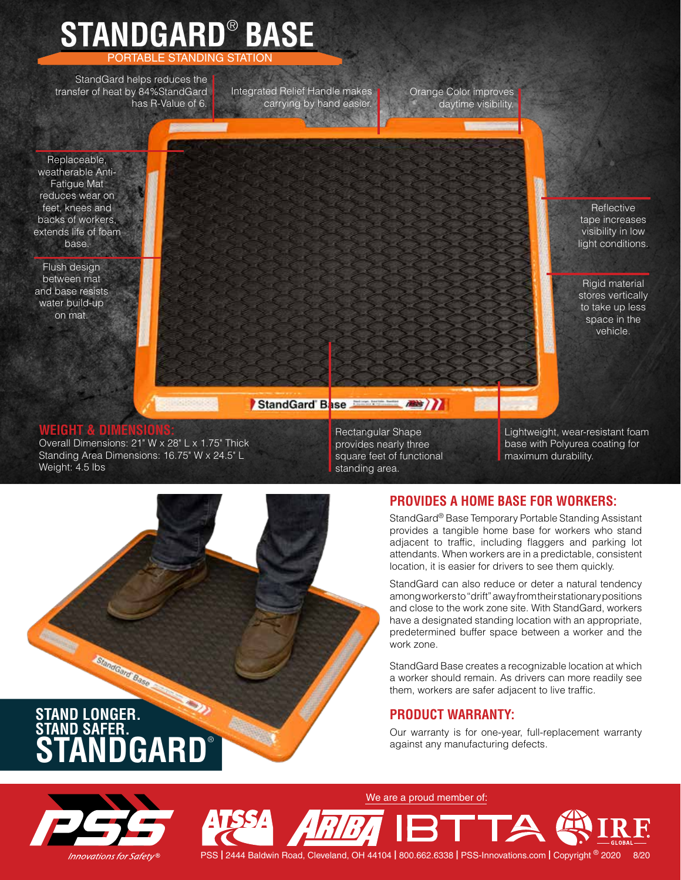# STANDGARD® BASE

PORTABLE STANDING STATION

StandGard helps reduces the transfer of heat by 84%StandGard has R-Value of 6.

Integrated Relief Handle makes carrying by hand easier.

Orange Color improves daytime visibility.

Replaceable, weatherable Anti-Fatigue Mat reduces wear on feet, knees and backs of workers, extends life of foam base.

Flush design between mat and base resists water build-up on mat.

Reflective tape increases visibility in low light conditions.

Rigid material stores vertically to take up less space in the vehicle.

StandGard® Base

## WEIGHT & DIMENSIONS:

Overall Dimensions: 21" W x 28" L x 1.75" Thick
Standing Area Dimensions: 16.75" W x 24.5" L
Weight: 4.5 lbs

Rectangular Shape provides nearly three square feet of functional standing area.

Lightweight, wear-resistant foam base with Polyurea coating for maximum durability.

## PROVIDES A HOME BASE FOR WORKERS:

StandGard® Base Temporary Portable Standing Assistant provides a tangible home base for workers who stand adjacent to traffic, including flaggers and parking lot attendants. When workers are in a predictable, consistent location, it is easier for drivers to see them quickly.

StandGard can also reduce or deter a natural tendency among workers to "drift" away from their stationary positions and close to the work zone site. With StandGard, workers have a designated standing location with an appropriate, predetermined buffer space between a worker and the work zone.

StandGard Base creates a recognizable location at which a worker should remain. As drivers can more readily see them, workers are safer adjacent to live traffic.

## PRODUCT WARRANTY:

Our warranty is for one-year, full-replacement warranty against any manufacturing defects.

**STAND LONGER.**
**STAND SAFER.**
**STANDGARD®**

PSS Innovations for Safety®

We are a proud member of:

ATSSA ARTBA IBTTA IRF GLOBAL

PSS | 2444 Baldwin Road, Cleveland, OH 44104 | 800.662.6338 | PSS-Innovations.com | Copyright ® 2020 8/20